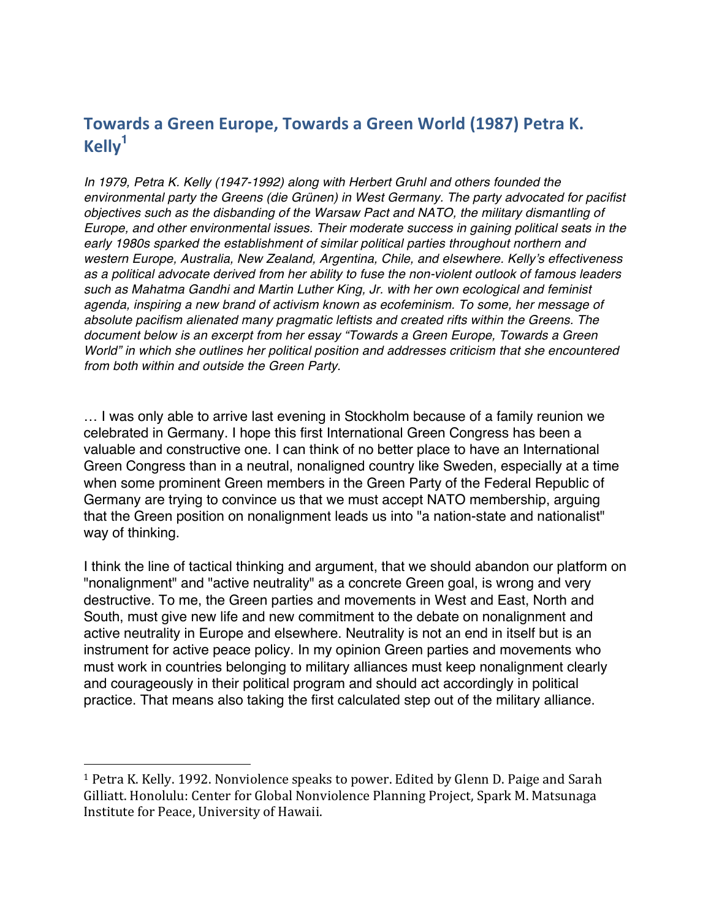# Towards a Green Europe, Towards a Green World (1987) Petra K. Kelly[1]

*In 1979, Petra K. Kelly (1947-1992) along with Herbert Gruhl and others founded the environmental party the Greens (die Grünen) in West Germany. The party advocated for pacifist objectives such as the disbanding of the Warsaw Pact and NATO, the military dismantling of Europe, and other environmental issues. Their moderate success in gaining political seats in the early 1980s sparked the establishment of similar political parties throughout northern and western Europe, Australia, New Zealand, Argentina, Chile, and elsewhere. Kelly's effectiveness as a political advocate derived from her ability to fuse the non-violent outlook of famous leaders such as Mahatma Gandhi and Martin Luther King, Jr. with her own ecological and feminist agenda, inspiring a new brand of activism known as ecofeminism. To some, her message of absolute pacifism alienated many pragmatic leftists and created rifts within the Greens. The document below is an excerpt from her essay "Towards a Green Europe, Towards a Green World" in which she outlines her political position and addresses criticism that she encountered from both within and outside the Green Party.*

… I was only able to arrive last evening in Stockholm because of a family reunion we celebrated in Germany. I hope this first International Green Congress has been a valuable and constructive one. I can think of no better place to have an International Green Congress than in a neutral, nonaligned country like Sweden, especially at a time when some prominent Green members in the Green Party of the Federal Republic of Germany are trying to convince us that we must accept NATO membership, arguing that the Green position on nonalignment leads us into "a nation-state and nationalist" way of thinking.

I think the line of tactical thinking and argument, that we should abandon our platform on "nonalignment" and "active neutrality" as a concrete Green goal, is wrong and very destructive. To me, the Green parties and movements in West and East, North and South, must give new life and new commitment to the debate on nonalignment and active neutrality in Europe and elsewhere. Neutrality is not an end in itself but is an instrument for active peace policy. In my opinion Green parties and movements who must work in countries belonging to military alliances must keep nonalignment clearly and courageously in their political program and should act accordingly in political practice. That means also taking the first calculated step out of the military alliance.

---

[1] Petra K. Kelly. 1992. Nonviolence speaks to power. Edited by Glenn D. Paige and Sarah Gilliatt. Honolulu: Center for Global Nonviolence Planning Project, Spark M. Matsunaga Institute for Peace, University of Hawaii.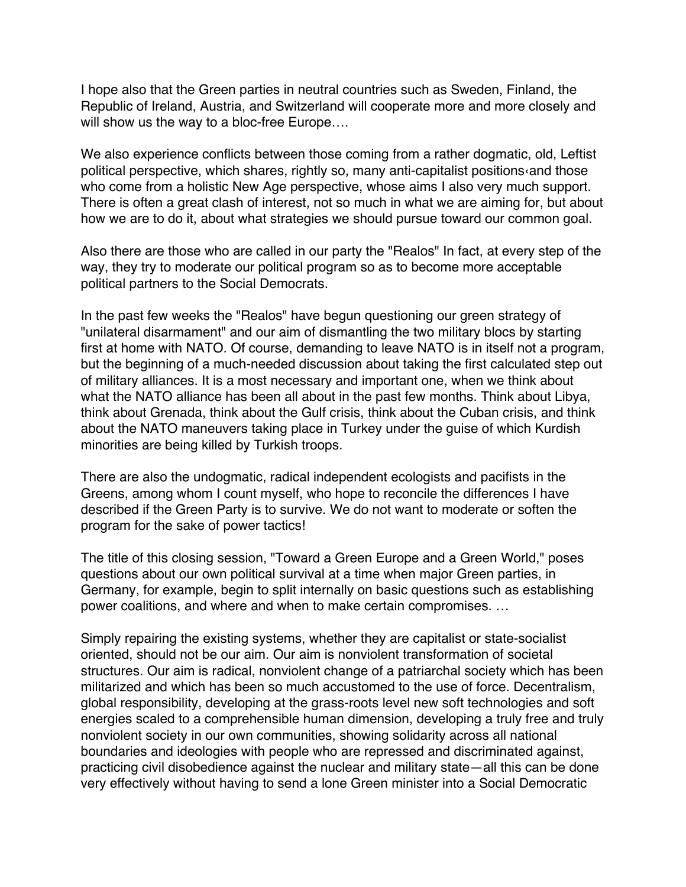I hope also that the Green parties in neutral countries such as Sweden, Finland, the Republic of Ireland, Austria, and Switzerland will cooperate more and more closely and will show us the way to a bloc-free Europe….

We also experience conflicts between those coming from a rather dogmatic, old, Leftist political perspective, which shares, rightly so, many anti-capitalist positions‹and those who come from a holistic New Age perspective, whose aims I also very much support. There is often a great clash of interest, not so much in what we are aiming for, but about how we are to do it, about what strategies we should pursue toward our common goal.

Also there are those who are called in our party the "Realos" In fact, at every step of the way, they try to moderate our political program so as to become more acceptable political partners to the Social Democrats.

In the past few weeks the "Realos" have begun questioning our green strategy of "unilateral disarmament" and our aim of dismantling the two military blocs by starting first at home with NATO. Of course, demanding to leave NATO is in itself not a program, but the beginning of a much-needed discussion about taking the first calculated step out of military alliances. It is a most necessary and important one, when we think about what the NATO alliance has been all about in the past few months. Think about Libya, think about Grenada, think about the Gulf crisis, think about the Cuban crisis, and think about the NATO maneuvers taking place in Turkey under the guise of which Kurdish minorities are being killed by Turkish troops.

There are also the undogmatic, radical independent ecologists and pacifists in the Greens, among whom I count myself, who hope to reconcile the differences I have described if the Green Party is to survive. We do not want to moderate or soften the program for the sake of power tactics!

The title of this closing session, "Toward a Green Europe and a Green World," poses questions about our own political survival at a time when major Green parties, in Germany, for example, begin to split internally on basic questions such as establishing power coalitions, and where and when to make certain compromises. …

Simply repairing the existing systems, whether they are capitalist or state-socialist oriented, should not be our aim. Our aim is nonviolent transformation of societal structures. Our aim is radical, nonviolent change of a patriarchal society which has been militarized and which has been so much accustomed to the use of force. Decentralism, global responsibility, developing at the grass-roots level new soft technologies and soft energies scaled to a comprehensible human dimension, developing a truly free and truly nonviolent society in our own communities, showing solidarity across all national boundaries and ideologies with people who are repressed and discriminated against, practicing civil disobedience against the nuclear and military state—all this can be done very effectively without having to send a lone Green minister into a Social Democratic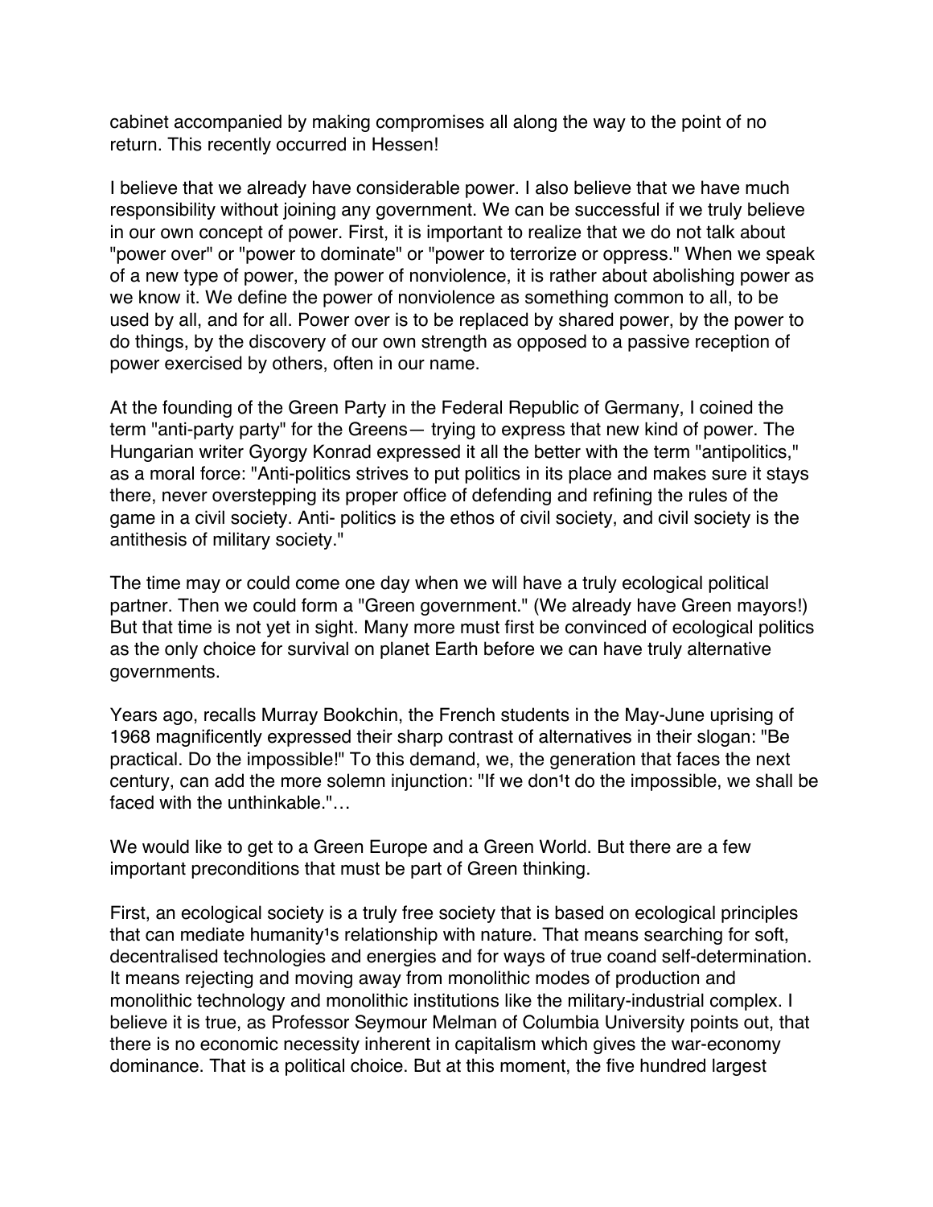cabinet accompanied by making compromises all along the way to the point of no return. This recently occurred in Hessen!

I believe that we already have considerable power. I also believe that we have much responsibility without joining any government. We can be successful if we truly believe in our own concept of power. First, it is important to realize that we do not talk about "power over" or "power to dominate" or "power to terrorize or oppress." When we speak of a new type of power, the power of nonviolence, it is rather about abolishing power as we know it. We define the power of nonviolence as something common to all, to be used by all, and for all. Power over is to be replaced by shared power, by the power to do things, by the discovery of our own strength as opposed to a passive reception of power exercised by others, often in our name.

At the founding of the Green Party in the Federal Republic of Germany, I coined the term "anti-party party" for the Greens— trying to express that new kind of power. The Hungarian writer Gyorgy Konrad expressed it all the better with the term "antipolitics," as a moral force: "Anti-politics strives to put politics in its place and makes sure it stays there, never overstepping its proper office of defending and refining the rules of the game in a civil society. Anti- politics is the ethos of civil society, and civil society is the antithesis of military society."

The time may or could come one day when we will have a truly ecological political partner. Then we could form a "Green government." (We already have Green mayors!) But that time is not yet in sight. Many more must first be convinced of ecological politics as the only choice for survival on planet Earth before we can have truly alternative governments.

Years ago, recalls Murray Bookchin, the French students in the May-June uprising of 1968 magnificently expressed their sharp contrast of alternatives in their slogan: "Be practical. Do the impossible!" To this demand, we, the generation that faces the next century, can add the more solemn injunction: "If we don¹t do the impossible, we shall be faced with the unthinkable."…

We would like to get to a Green Europe and a Green World. But there are a few important preconditions that must be part of Green thinking.

First, an ecological society is a truly free society that is based on ecological principles that can mediate humanity¹s relationship with nature. That means searching for soft, decentralised technologies and energies and for ways of true coand self-determination. It means rejecting and moving away from monolithic modes of production and monolithic technology and monolithic institutions like the military-industrial complex. I believe it is true, as Professor Seymour Melman of Columbia University points out, that there is no economic necessity inherent in capitalism which gives the war-economy dominance. That is a political choice. But at this moment, the five hundred largest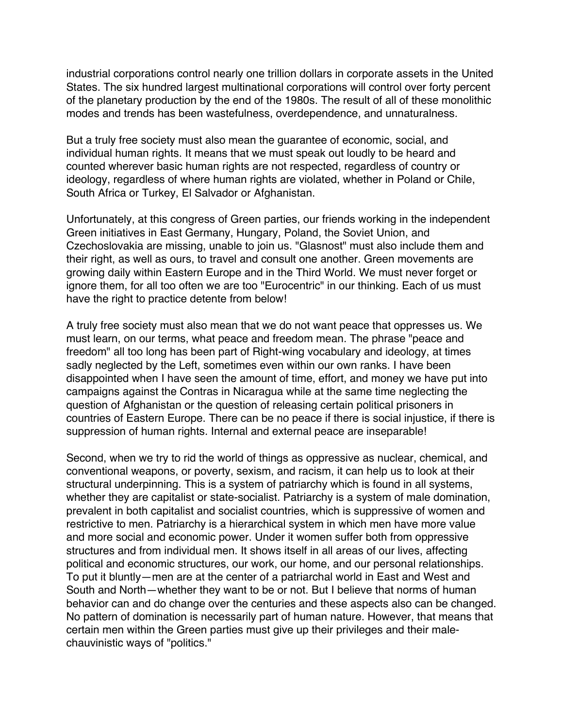industrial corporations control nearly one trillion dollars in corporate assets in the United States. The six hundred largest multinational corporations will control over forty percent of the planetary production by the end of the 1980s. The result of all of these monolithic modes and trends has been wastefulness, overdependence, and unnaturalness.

But a truly free society must also mean the guarantee of economic, social, and individual human rights. It means that we must speak out loudly to be heard and counted wherever basic human rights are not respected, regardless of country or ideology, regardless of where human rights are violated, whether in Poland or Chile, South Africa or Turkey, El Salvador or Afghanistan.

Unfortunately, at this congress of Green parties, our friends working in the independent Green initiatives in East Germany, Hungary, Poland, the Soviet Union, and Czechoslovakia are missing, unable to join us. "Glasnost" must also include them and their right, as well as ours, to travel and consult one another. Green movements are growing daily within Eastern Europe and in the Third World. We must never forget or ignore them, for all too often we are too "Eurocentric" in our thinking. Each of us must have the right to practice detente from below!

A truly free society must also mean that we do not want peace that oppresses us. We must learn, on our terms, what peace and freedom mean. The phrase "peace and freedom" all too long has been part of Right-wing vocabulary and ideology, at times sadly neglected by the Left, sometimes even within our own ranks. I have been disappointed when I have seen the amount of time, effort, and money we have put into campaigns against the Contras in Nicaragua while at the same time neglecting the question of Afghanistan or the question of releasing certain political prisoners in countries of Eastern Europe. There can be no peace if there is social injustice, if there is suppression of human rights. Internal and external peace are inseparable!

Second, when we try to rid the world of things as oppressive as nuclear, chemical, and conventional weapons, or poverty, sexism, and racism, it can help us to look at their structural underpinning. This is a system of patriarchy which is found in all systems, whether they are capitalist or state-socialist. Patriarchy is a system of male domination, prevalent in both capitalist and socialist countries, which is suppressive of women and restrictive to men. Patriarchy is a hierarchical system in which men have more value and more social and economic power. Under it women suffer both from oppressive structures and from individual men. It shows itself in all areas of our lives, affecting political and economic structures, our work, our home, and our personal relationships. To put it bluntly—men are at the center of a patriarchal world in East and West and South and North—whether they want to be or not. But I believe that norms of human behavior can and do change over the centuries and these aspects also can be changed. No pattern of domination is necessarily part of human nature. However, that means that certain men within the Green parties must give up their privileges and their male-chauvinistic ways of "politics."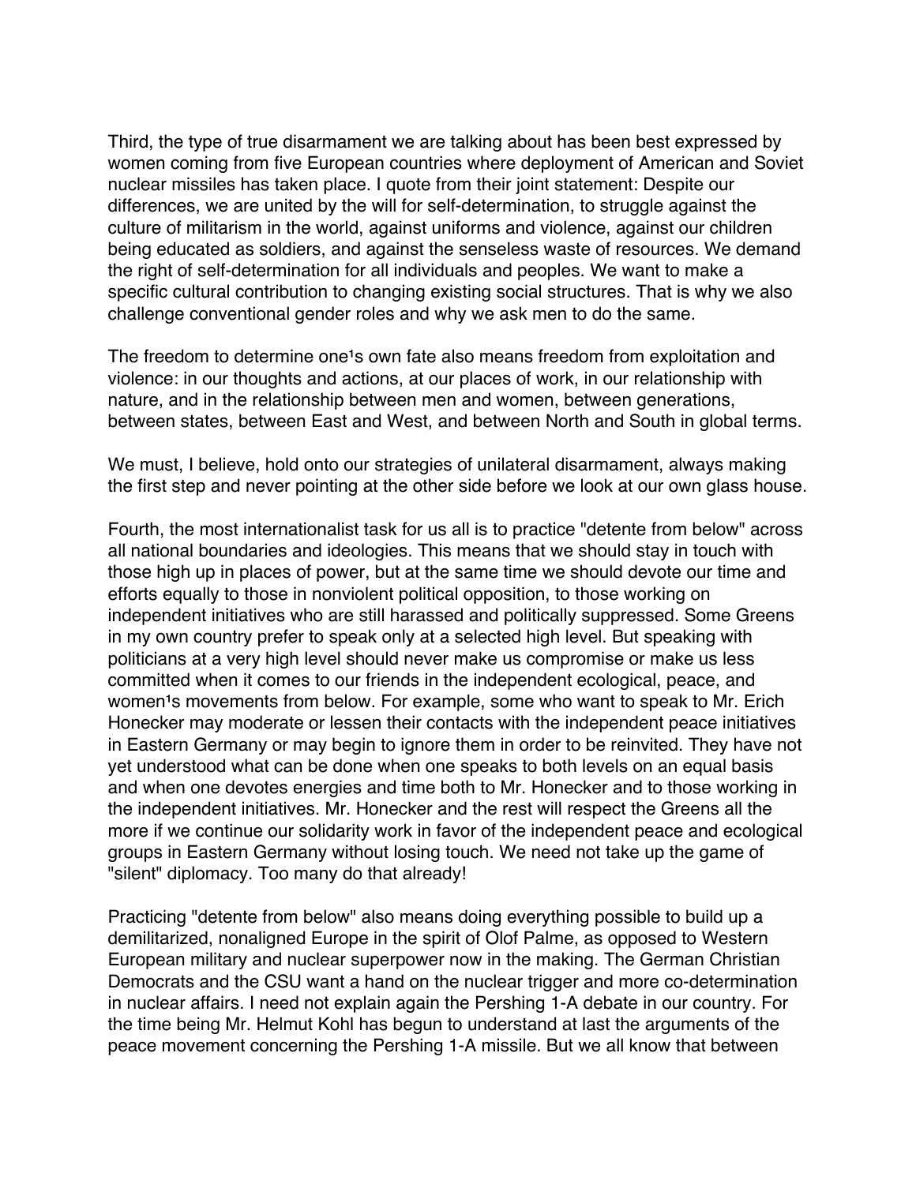Third, the type of true disarmament we are talking about has been best expressed by women coming from five European countries where deployment of American and Soviet nuclear missiles has taken place. I quote from their joint statement: Despite our differences, we are united by the will for self-determination, to struggle against the culture of militarism in the world, against uniforms and violence, against our children being educated as soldiers, and against the senseless waste of resources. We demand the right of self-determination for all individuals and peoples. We want to make a specific cultural contribution to changing existing social structures. That is why we also challenge conventional gender roles and why we ask men to do the same.

The freedom to determine one¹s own fate also means freedom from exploitation and violence: in our thoughts and actions, at our places of work, in our relationship with nature, and in the relationship between men and women, between generations, between states, between East and West, and between North and South in global terms.

We must, I believe, hold onto our strategies of unilateral disarmament, always making the first step and never pointing at the other side before we look at our own glass house.

Fourth, the most internationalist task for us all is to practice "detente from below" across all national boundaries and ideologies. This means that we should stay in touch with those high up in places of power, but at the same time we should devote our time and efforts equally to those in nonviolent political opposition, to those working on independent initiatives who are still harassed and politically suppressed. Some Greens in my own country prefer to speak only at a selected high level. But speaking with politicians at a very high level should never make us compromise or make us less committed when it comes to our friends in the independent ecological, peace, and women¹s movements from below. For example, some who want to speak to Mr. Erich Honecker may moderate or lessen their contacts with the independent peace initiatives in Eastern Germany or may begin to ignore them in order to be reinvited. They have not yet understood what can be done when one speaks to both levels on an equal basis and when one devotes energies and time both to Mr. Honecker and to those working in the independent initiatives. Mr. Honecker and the rest will respect the Greens all the more if we continue our solidarity work in favor of the independent peace and ecological groups in Eastern Germany without losing touch. We need not take up the game of "silent" diplomacy. Too many do that already!

Practicing "detente from below" also means doing everything possible to build up a demilitarized, nonaligned Europe in the spirit of Olof Palme, as opposed to Western European military and nuclear superpower now in the making. The German Christian Democrats and the CSU want a hand on the nuclear trigger and more co-determination in nuclear affairs. I need not explain again the Pershing 1-A debate in our country. For the time being Mr. Helmut Kohl has begun to understand at last the arguments of the peace movement concerning the Pershing 1-A missile. But we all know that between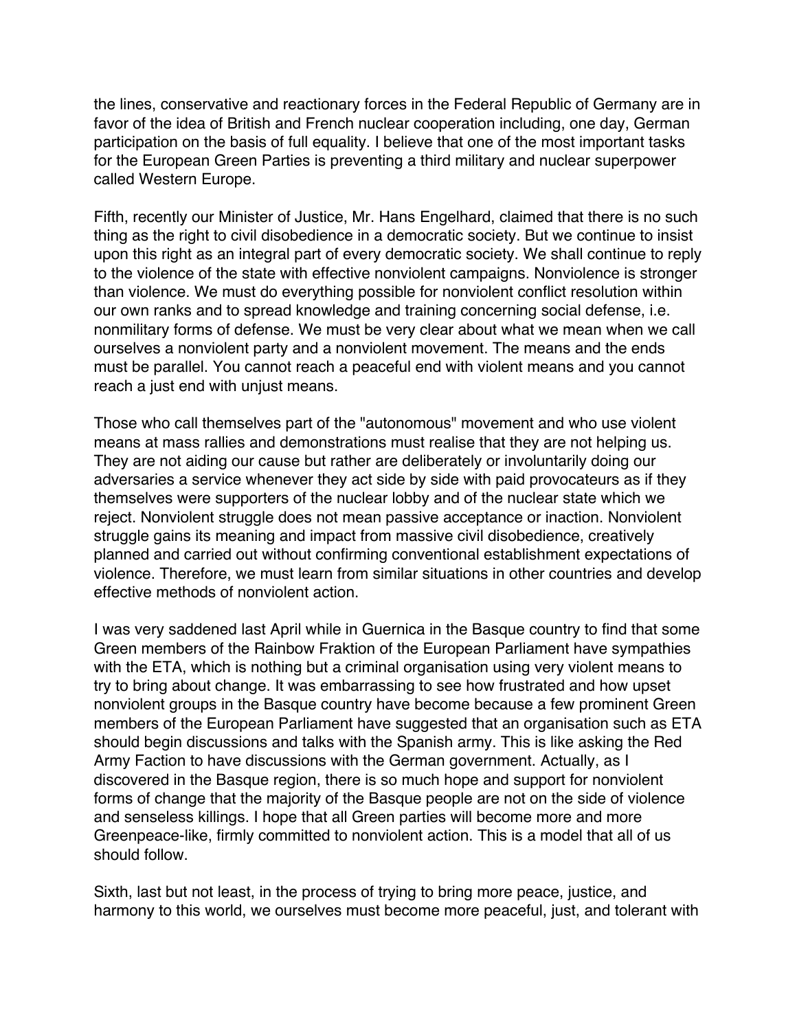the lines, conservative and reactionary forces in the Federal Republic of Germany are in favor of the idea of British and French nuclear cooperation including, one day, German participation on the basis of full equality. I believe that one of the most important tasks for the European Green Parties is preventing a third military and nuclear superpower called Western Europe.

Fifth, recently our Minister of Justice, Mr. Hans Engelhard, claimed that there is no such thing as the right to civil disobedience in a democratic society. But we continue to insist upon this right as an integral part of every democratic society. We shall continue to reply to the violence of the state with effective nonviolent campaigns. Nonviolence is stronger than violence. We must do everything possible for nonviolent conflict resolution within our own ranks and to spread knowledge and training concerning social defense, i.e. nonmilitary forms of defense. We must be very clear about what we mean when we call ourselves a nonviolent party and a nonviolent movement. The means and the ends must be parallel. You cannot reach a peaceful end with violent means and you cannot reach a just end with unjust means.

Those who call themselves part of the "autonomous" movement and who use violent means at mass rallies and demonstrations must realise that they are not helping us. They are not aiding our cause but rather are deliberately or involuntarily doing our adversaries a service whenever they act side by side with paid provocateurs as if they themselves were supporters of the nuclear lobby and of the nuclear state which we reject. Nonviolent struggle does not mean passive acceptance or inaction. Nonviolent struggle gains its meaning and impact from massive civil disobedience, creatively planned and carried out without confirming conventional establishment expectations of violence. Therefore, we must learn from similar situations in other countries and develop effective methods of nonviolent action.

I was very saddened last April while in Guernica in the Basque country to find that some Green members of the Rainbow Fraktion of the European Parliament have sympathies with the ETA, which is nothing but a criminal organisation using very violent means to try to bring about change. It was embarrassing to see how frustrated and how upset nonviolent groups in the Basque country have become because a few prominent Green members of the European Parliament have suggested that an organisation such as ETA should begin discussions and talks with the Spanish army. This is like asking the Red Army Faction to have discussions with the German government. Actually, as I discovered in the Basque region, there is so much hope and support for nonviolent forms of change that the majority of the Basque people are not on the side of violence and senseless killings. I hope that all Green parties will become more and more Greenpeace-like, firmly committed to nonviolent action. This is a model that all of us should follow.

Sixth, last but not least, in the process of trying to bring more peace, justice, and harmony to this world, we ourselves must become more peaceful, just, and tolerant with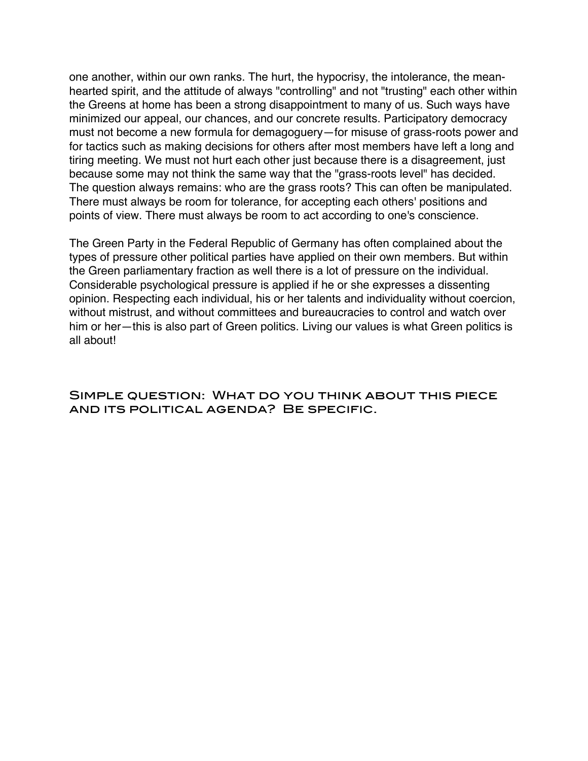one another, within our own ranks. The hurt, the hypocrisy, the intolerance, the mean-hearted spirit, and the attitude of always "controlling" and not "trusting" each other within the Greens at home has been a strong disappointment to many of us. Such ways have minimized our appeal, our chances, and our concrete results. Participatory democracy must not become a new formula for demagoguery—for misuse of grass-roots power and for tactics such as making decisions for others after most members have left a long and tiring meeting. We must not hurt each other just because there is a disagreement, just because some may not think the same way that the "grass-roots level" has decided. The question always remains: who are the grass roots? This can often be manipulated. There must always be room for tolerance, for accepting each others' positions and points of view. There must always be room to act according to one's conscience.

The Green Party in the Federal Republic of Germany has often complained about the types of pressure other political parties have applied on their own members. But within the Green parliamentary fraction as well there is a lot of pressure on the individual. Considerable psychological pressure is applied if he or she expresses a dissenting opinion. Respecting each individual, his or her talents and individuality without coercion, without mistrust, and without committees and bureaucracies to control and watch over him or her—this is also part of Green politics. Living our values is what Green politics is all about!

SIMPLE QUESTION: WHAT DO YOU THINK ABOUT THIS PIECE AND ITS POLITICAL AGENDA? BE SPECIFIC.